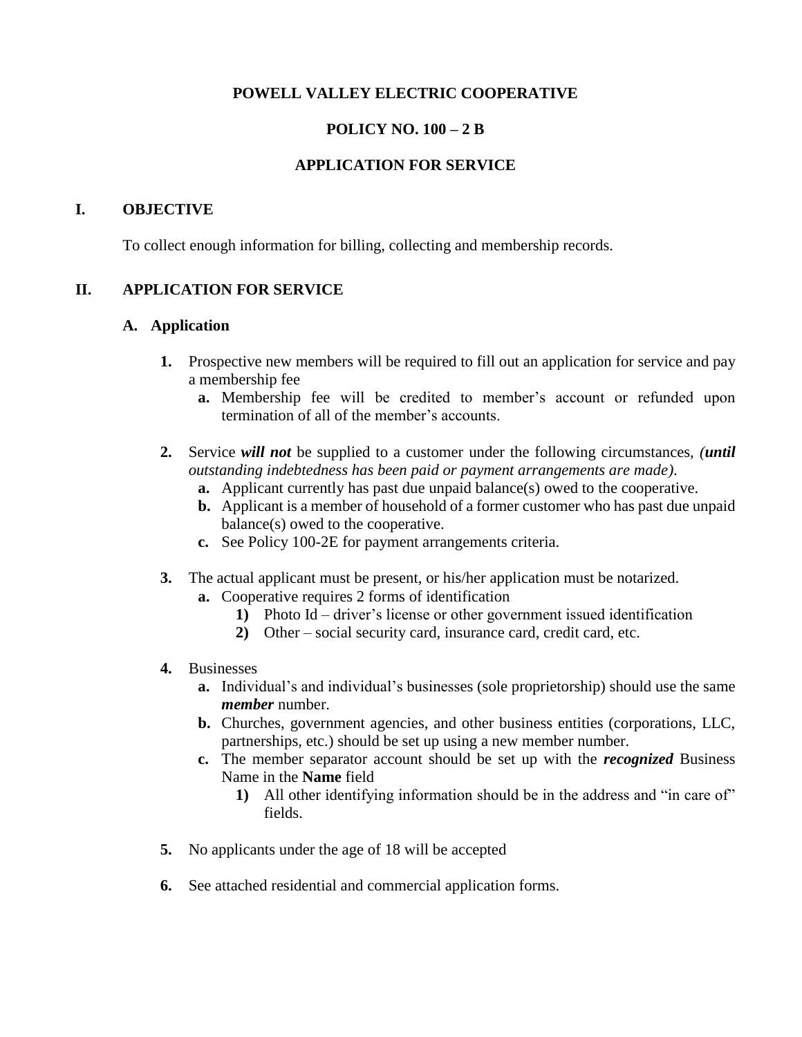# POWELL VALLEY ELECTRIC COOPERATIVE

## POLICY NO. 100 – 2 B

## APPLICATION FOR SERVICE

## I. OBJECTIVE

To collect enough information for billing, collecting and membership records.

## II. APPLICATION FOR SERVICE

### A. Application

1. Prospective new members will be required to fill out an application for service and pay a membership fee
   - a. Membership fee will be credited to member's account or refunded upon termination of all of the member's accounts.

2. Service ***will not*** be supplied to a customer under the following circumstances, *(**until** outstanding indebtedness has been paid or payment arrangements are made)*.
   - a. Applicant currently has past due unpaid balance(s) owed to the cooperative.
   - b. Applicant is a member of household of a former customer who has past due unpaid balance(s) owed to the cooperative.
   - c. See Policy 100-2E for payment arrangements criteria.

3. The actual applicant must be present, or his/her application must be notarized.
   - a. Cooperative requires 2 forms of identification
     - 1) Photo Id – driver's license or other government issued identification
     - 2) Other – social security card, insurance card, credit card, etc.

4. Businesses
   - a. Individual's and individual's businesses (sole proprietorship) should use the same ***member*** number.
   - b. Churches, government agencies, and other business entities (corporations, LLC, partnerships, etc.) should be set up using a new member number.
   - c. The member separator account should be set up with the ***recognized*** Business Name in the **Name** field
     - 1) All other identifying information should be in the address and "in care of" fields.

5. No applicants under the age of 18 will be accepted

6. See attached residential and commercial application forms.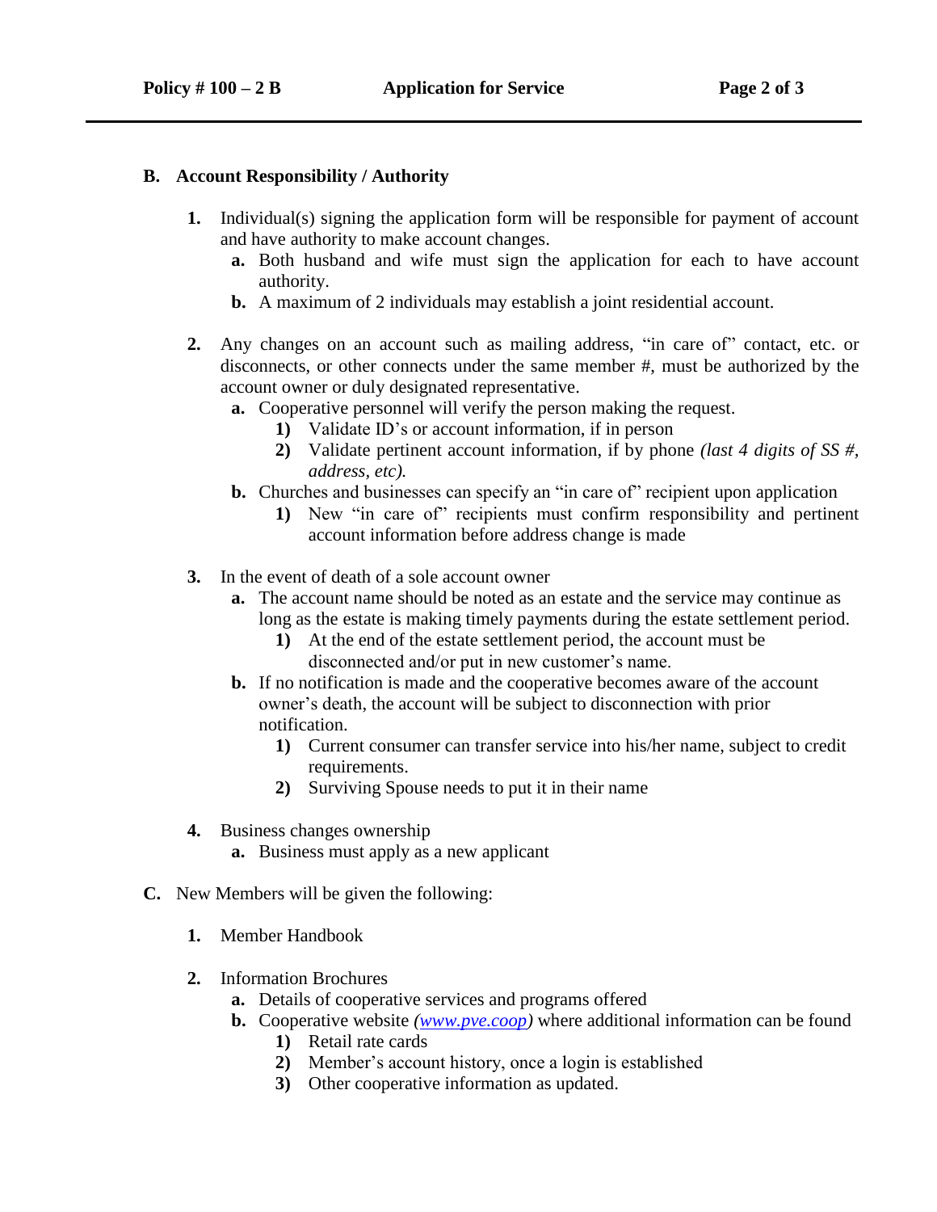## B. Account Responsibility / Authority

1. Individual(s) signing the application form will be responsible for payment of account and have authority to make account changes.
   - **a.** Both husband and wife must sign the application for each to have account authority.
   - **b.** A maximum of 2 individuals may establish a joint residential account.

2. Any changes on an account such as mailing address, "in care of" contact, etc. or disconnects, or other connects under the same member #, must be authorized by the account owner or duly designated representative.
   - **a.** Cooperative personnel will verify the person making the request.
     - **1)** Validate ID's or account information, if in person
     - **2)** Validate pertinent account information, if by phone *(last 4 digits of SS #, address, etc).*
   - **b.** Churches and businesses can specify an "in care of" recipient upon application
     - **1)** New "in care of" recipients must confirm responsibility and pertinent account information before address change is made

3. In the event of death of a sole account owner
   - **a.** The account name should be noted as an estate and the service may continue as long as the estate is making timely payments during the estate settlement period.
     - **1)** At the end of the estate settlement period, the account must be disconnected and/or put in new customer's name.
   - **b.** If no notification is made and the cooperative becomes aware of the account owner's death, the account will be subject to disconnection with prior notification.
     - **1)** Current consumer can transfer service into his/her name, subject to credit requirements.
     - **2)** Surviving Spouse needs to put it in their name

4. Business changes ownership
   - **a.** Business must apply as a new applicant

## C. New Members will be given the following:

1. Member Handbook

2. Information Brochures
   - **a.** Details of cooperative services and programs offered
   - **b.** Cooperative website *(www.pve.coop)* where additional information can be found
     - **1)** Retail rate cards
     - **2)** Member's account history, once a login is established
     - **3)** Other cooperative information as updated.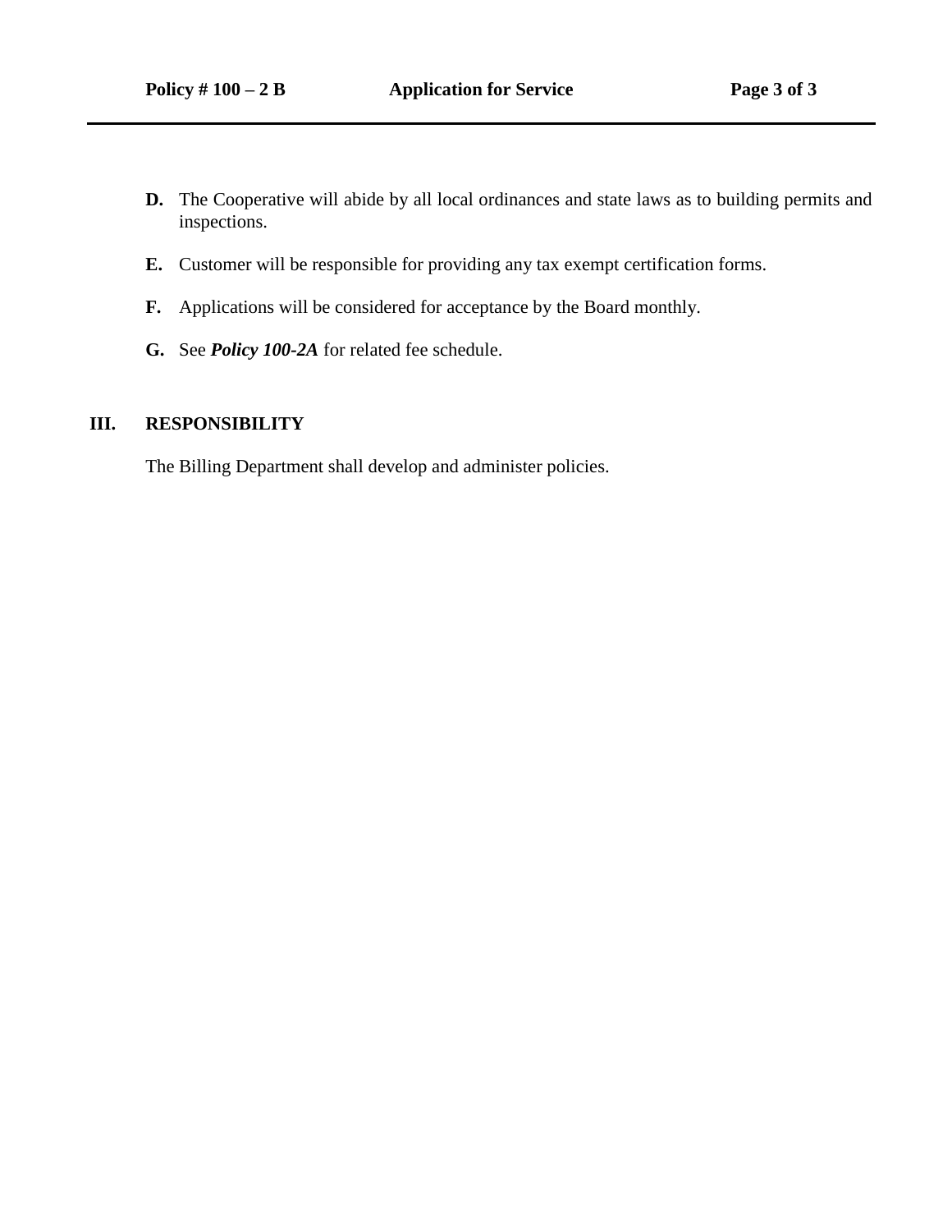**D.** The Cooperative will abide by all local ordinances and state laws as to building permits and inspections.

**E.** Customer will be responsible for providing any tax exempt certification forms.

**F.** Applications will be considered for acceptance by the Board monthly.

**G.** See ***Policy 100-2A*** for related fee schedule.

## III. RESPONSIBILITY

The Billing Department shall develop and administer policies.